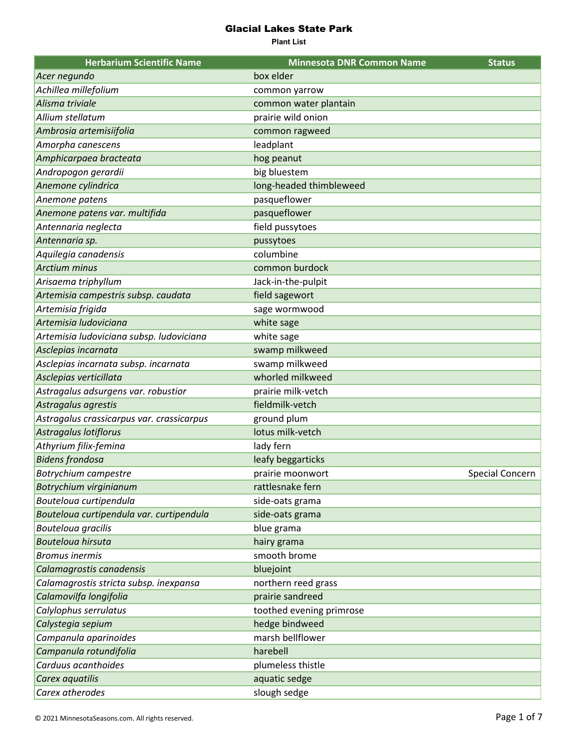# Glacial Lakes State Park

**Plant List**

| Herbarium Scientific Name | Minnesota DNR Common Name | Status |
|---|---|---|
| *Acer negundo* | box elder | |
| *Achillea millefolium* | common yarrow | |
| *Alisma triviale* | common water plantain | |
| *Allium stellatum* | prairie wild onion | |
| *Ambrosia artemisiifolia* | common ragweed | |
| *Amorpha canescens* | leadplant | |
| *Amphicarpaea bracteata* | hog peanut | |
| *Andropogon gerardii* | big bluestem | |
| *Anemone cylindrica* | long-headed thimbleweed | |
| *Anemone patens* | pasqueflower | |
| *Anemone patens var. multifida* | pasqueflower | |
| *Antennaria neglecta* | field pussytoes | |
| *Antennaria sp.* | pussytoes | |
| *Aquilegia canadensis* | columbine | |
| *Arctium minus* | common burdock | |
| *Arisaema triphyllum* | Jack-in-the-pulpit | |
| *Artemisia campestris subsp. caudata* | field sagewort | |
| *Artemisia frigida* | sage wormwood | |
| *Artemisia ludoviciana* | white sage | |
| *Artemisia ludoviciana subsp. ludoviciana* | white sage | |
| *Asclepias incarnata* | swamp milkweed | |
| *Asclepias incarnata subsp. incarnata* | swamp milkweed | |
| *Asclepias verticillata* | whorled milkweed | |
| *Astragalus adsurgens var. robustior* | prairie milk-vetch | |
| *Astragalus agrestis* | fieldmilk-vetch | |
| *Astragalus crassicarpus var. crassicarpus* | ground plum | |
| *Astragalus lotiflorus* | lotus milk-vetch | |
| *Athyrium filix-femina* | lady fern | |
| *Bidens frondosa* | leafy beggarticks | |
| *Botrychium campestre* | prairie moonwort | Special Concern |
| *Botrychium virginianum* | rattlesnake fern | |
| *Bouteloua curtipendula* | side-oats grama | |
| *Bouteloua curtipendula var. curtipendula* | side-oats grama | |
| *Bouteloua gracilis* | blue grama | |
| *Bouteloua hirsuta* | hairy grama | |
| *Bromus inermis* | smooth brome | |
| *Calamagrostis canadensis* | bluejoint | |
| *Calamagrostis stricta subsp. inexpansa* | northern reed grass | |
| *Calamovilfa longifolia* | prairie sandreed | |
| *Calylophus serrulatus* | toothed evening primrose | |
| *Calystegia sepium* | hedge bindweed | |
| *Campanula aparinoides* | marsh bellflower | |
| *Campanula rotundifolia* | harebell | |
| *Carduus acanthoides* | plumeless thistle | |
| *Carex aquatilis* | aquatic sedge | |
| *Carex atherodes* | slough sedge | |

© 2021 MinnesotaSeasons.com. All rights reserved.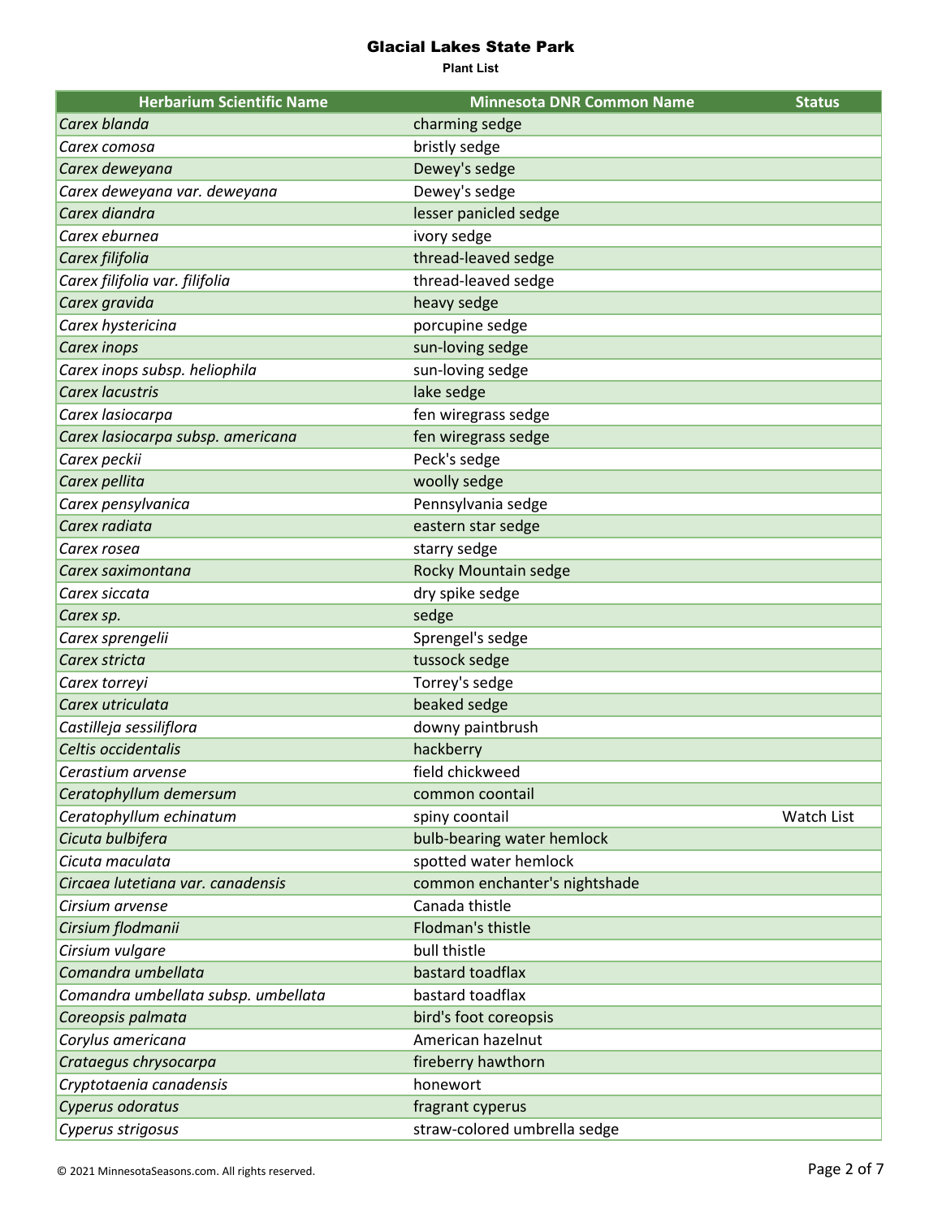# Glacial Lakes State Park

**Plant List**

| Herbarium Scientific Name | Minnesota DNR Common Name | Status |
|---|---|---|
| *Carex blanda* | charming sedge | |
| *Carex comosa* | bristly sedge | |
| *Carex deweyana* | Dewey's sedge | |
| *Carex deweyana var. deweyana* | Dewey's sedge | |
| *Carex diandra* | lesser panicled sedge | |
| *Carex eburnea* | ivory sedge | |
| *Carex filifolia* | thread-leaved sedge | |
| *Carex filifolia var. filifolia* | thread-leaved sedge | |
| *Carex gravida* | heavy sedge | |
| *Carex hystericina* | porcupine sedge | |
| *Carex inops* | sun-loving sedge | |
| *Carex inops subsp. heliophila* | sun-loving sedge | |
| *Carex lacustris* | lake sedge | |
| *Carex lasiocarpa* | fen wiregrass sedge | |
| *Carex lasiocarpa subsp. americana* | fen wiregrass sedge | |
| *Carex peckii* | Peck's sedge | |
| *Carex pellita* | woolly sedge | |
| *Carex pensylvanica* | Pennsylvania sedge | |
| *Carex radiata* | eastern star sedge | |
| *Carex rosea* | starry sedge | |
| *Carex saximontana* | Rocky Mountain sedge | |
| *Carex siccata* | dry spike sedge | |
| *Carex sp.* | sedge | |
| *Carex sprengelii* | Sprengel's sedge | |
| *Carex stricta* | tussock sedge | |
| *Carex torreyi* | Torrey's sedge | |
| *Carex utriculata* | beaked sedge | |
| *Castilleja sessiliflora* | downy paintbrush | |
| *Celtis occidentalis* | hackberry | |
| *Cerastium arvense* | field chickweed | |
| *Ceratophyllum demersum* | common coontail | |
| *Ceratophyllum echinatum* | spiny coontail | Watch List |
| *Cicuta bulbifera* | bulb-bearing water hemlock | |
| *Cicuta maculata* | spotted water hemlock | |
| *Circaea lutetiana var. canadensis* | common enchanter's nightshade | |
| *Cirsium arvense* | Canada thistle | |
| *Cirsium flodmanii* | Flodman's thistle | |
| *Cirsium vulgare* | bull thistle | |
| *Comandra umbellata* | bastard toadflax | |
| *Comandra umbellata subsp. umbellata* | bastard toadflax | |
| *Coreopsis palmata* | bird's foot coreopsis | |
| *Corylus americana* | American hazelnut | |
| *Crataegus chrysocarpa* | fireberry hawthorn | |
| *Cryptotaenia canadensis* | honewort | |
| *Cyperus odoratus* | fragrant cyperus | |
| *Cyperus strigosus* | straw-colored umbrella sedge | |

© 2021 MinnesotaSeasons.com. All rights reserved.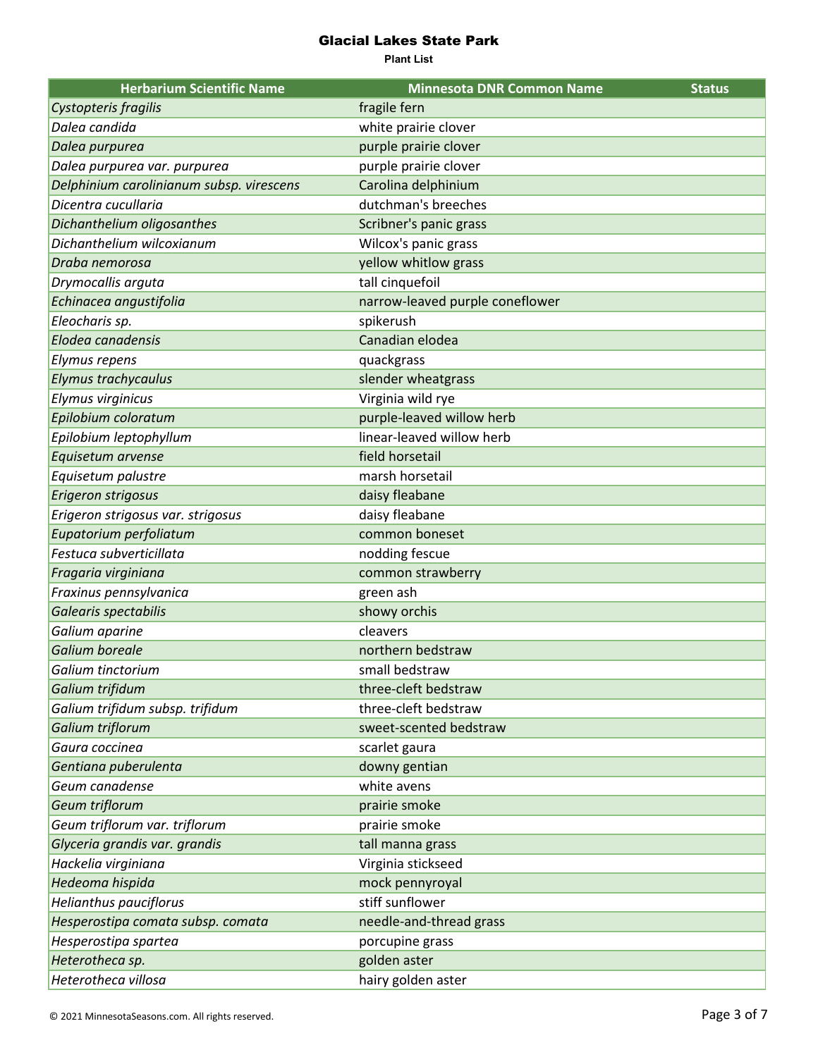# Glacial Lakes State Park

**Plant List**

| Herbarium Scientific Name | Minnesota DNR Common Name | Status |
| --- | --- | --- |
| *Cystopteris fragilis* | fragile fern | |
| *Dalea candida* | white prairie clover | |
| *Dalea purpurea* | purple prairie clover | |
| *Dalea purpurea var. purpurea* | purple prairie clover | |
| *Delphinium carolinianum subsp. virescens* | Carolina delphinium | |
| *Dicentra cucullaria* | dutchman's breeches | |
| *Dichanthelium oligosanthes* | Scribner's panic grass | |
| *Dichanthelium wilcoxianum* | Wilcox's panic grass | |
| *Draba nemorosa* | yellow whitlow grass | |
| *Drymocallis arguta* | tall cinquefoil | |
| *Echinacea angustifolia* | narrow-leaved purple coneflower | |
| *Eleocharis sp.* | spikerush | |
| *Elodea canadensis* | Canadian elodea | |
| *Elymus repens* | quackgrass | |
| *Elymus trachycaulus* | slender wheatgrass | |
| *Elymus virginicus* | Virginia wild rye | |
| *Epilobium coloratum* | purple-leaved willow herb | |
| *Epilobium leptophyllum* | linear-leaved willow herb | |
| *Equisetum arvense* | field horsetail | |
| *Equisetum palustre* | marsh horsetail | |
| *Erigeron strigosus* | daisy fleabane | |
| *Erigeron strigosus var. strigosus* | daisy fleabane | |
| *Eupatorium perfoliatum* | common boneset | |
| *Festuca subverticillata* | nodding fescue | |
| *Fragaria virginiana* | common strawberry | |
| *Fraxinus pennsylvanica* | green ash | |
| *Galearis spectabilis* | showy orchis | |
| *Galium aparine* | cleavers | |
| *Galium boreale* | northern bedstraw | |
| *Galium tinctorium* | small bedstraw | |
| *Galium trifidum* | three-cleft bedstraw | |
| *Galium trifidum subsp. trifidum* | three-cleft bedstraw | |
| *Galium triflorum* | sweet-scented bedstraw | |
| *Gaura coccinea* | scarlet gaura | |
| *Gentiana puberulenta* | downy gentian | |
| *Geum canadense* | white avens | |
| *Geum triflorum* | prairie smoke | |
| *Geum triflorum var. triflorum* | prairie smoke | |
| *Glyceria grandis var. grandis* | tall manna grass | |
| *Hackelia virginiana* | Virginia stickseed | |
| *Hedeoma hispida* | mock pennyroyal | |
| *Helianthus pauciflorus* | stiff sunflower | |
| *Hesperostipa comata subsp. comata* | needle-and-thread grass | |
| *Hesperostipa spartea* | porcupine grass | |
| *Heterotheca sp.* | golden aster | |
| *Heterotheca villosa* | hairy golden aster | |

© 2021 MinnesotaSeasons.com. All rights reserved.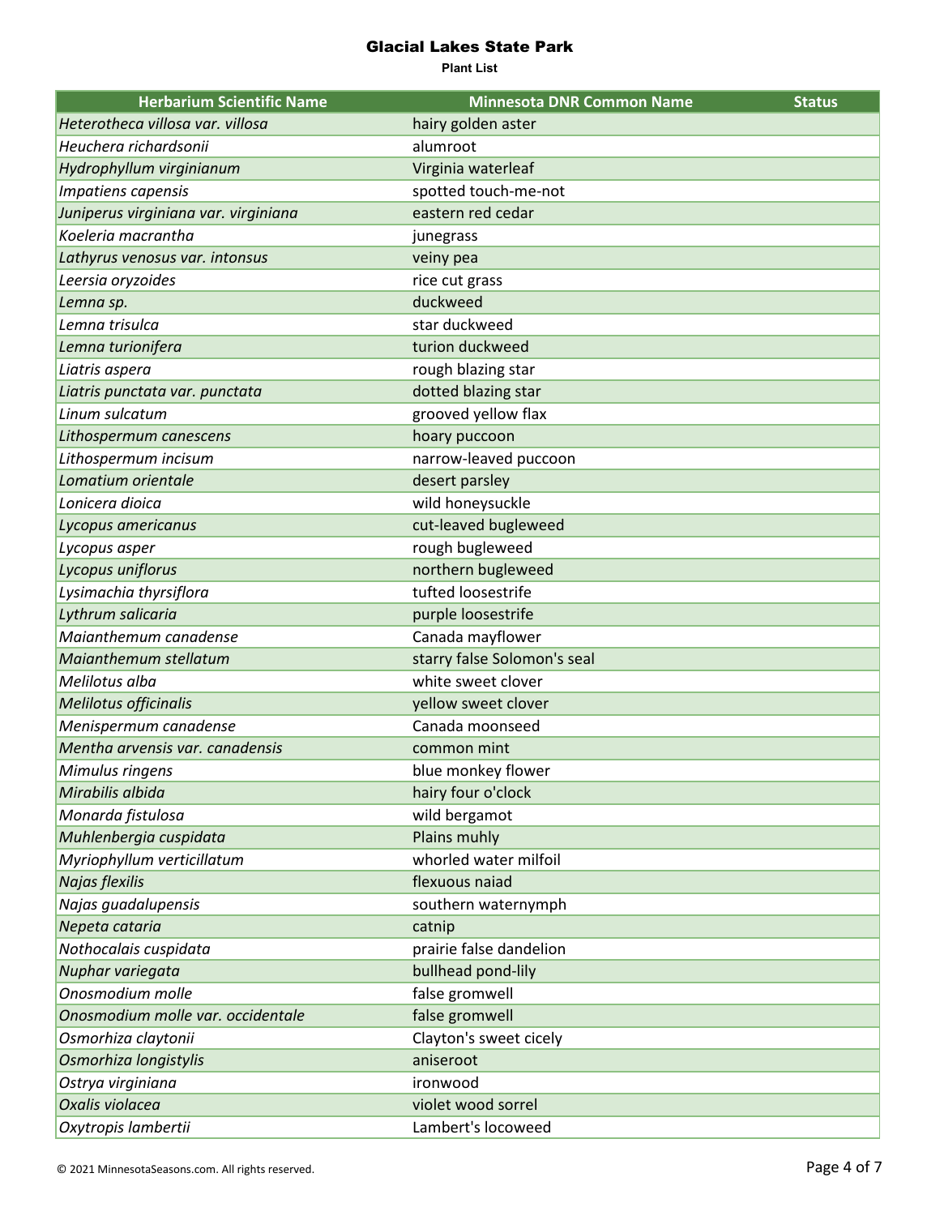# Glacial Lakes State Park

**Plant List**

| Herbarium Scientific Name | Minnesota DNR Common Name | Status |
|---|---|---|
| *Heterotheca villosa var. villosa* | hairy golden aster | |
| *Heuchera richardsonii* | alumroot | |
| *Hydrophyllum virginianum* | Virginia waterleaf | |
| *Impatiens capensis* | spotted touch-me-not | |
| *Juniperus virginiana var. virginiana* | eastern red cedar | |
| *Koeleria macrantha* | junegrass | |
| *Lathyrus venosus var. intonsus* | veiny pea | |
| *Leersia oryzoides* | rice cut grass | |
| *Lemna sp.* | duckweed | |
| *Lemna trisulca* | star duckweed | |
| *Lemna turionifera* | turion duckweed | |
| *Liatris aspera* | rough blazing star | |
| *Liatris punctata var. punctata* | dotted blazing star | |
| *Linum sulcatum* | grooved yellow flax | |
| *Lithospermum canescens* | hoary puccoon | |
| *Lithospermum incisum* | narrow-leaved puccoon | |
| *Lomatium orientale* | desert parsley | |
| *Lonicera dioica* | wild honeysuckle | |
| *Lycopus americanus* | cut-leaved bugleweed | |
| *Lycopus asper* | rough bugleweed | |
| *Lycopus uniflorus* | northern bugleweed | |
| *Lysimachia thyrsiflora* | tufted loosestrife | |
| *Lythrum salicaria* | purple loosestrife | |
| *Maianthemum canadense* | Canada mayflower | |
| *Maianthemum stellatum* | starry false Solomon's seal | |
| *Melilotus alba* | white sweet clover | |
| *Melilotus officinalis* | yellow sweet clover | |
| *Menispermum canadense* | Canada moonseed | |
| *Mentha arvensis var. canadensis* | common mint | |
| *Mimulus ringens* | blue monkey flower | |
| *Mirabilis albida* | hairy four o'clock | |
| *Monarda fistulosa* | wild bergamot | |
| *Muhlenbergia cuspidata* | Plains muhly | |
| *Myriophyllum verticillatum* | whorled water milfoil | |
| *Najas flexilis* | flexuous naiad | |
| *Najas guadalupensis* | southern waternymph | |
| *Nepeta cataria* | catnip | |
| *Nothocalais cuspidata* | prairie false dandelion | |
| *Nuphar variegata* | bullhead pond-lily | |
| *Onosmodium molle* | false gromwell | |
| *Onosmodium molle var. occidentale* | false gromwell | |
| *Osmorhiza claytonii* | Clayton's sweet cicely | |
| *Osmorhiza longistylis* | aniseroot | |
| *Ostrya virginiana* | ironwood | |
| *Oxalis violacea* | violet wood sorrel | |
| *Oxytropis lambertii* | Lambert's locoweed | |

© 2021 MinnesotaSeasons.com. All rights reserved.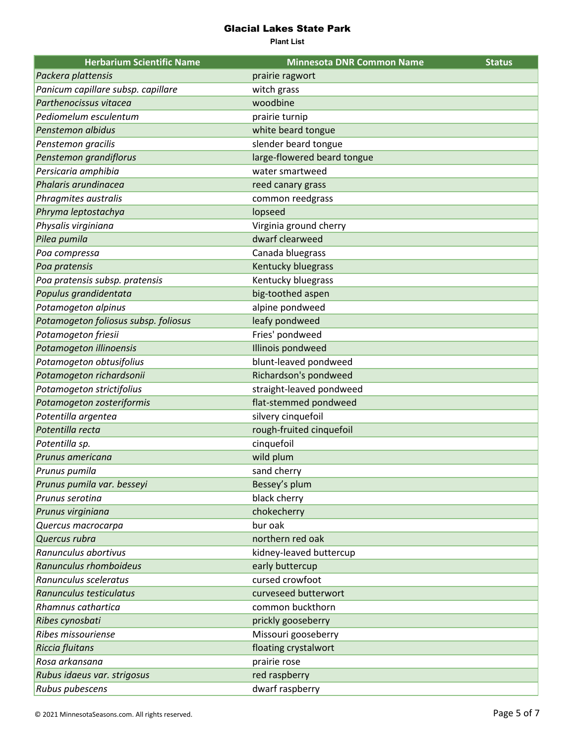# Glacial Lakes State Park

**Plant List**

| Herbarium Scientific Name | Minnesota DNR Common Name | Status |
|---|---|---|
| *Packera plattensis* | prairie ragwort | |
| *Panicum capillare subsp. capillare* | witch grass | |
| *Parthenocissus vitacea* | woodbine | |
| *Pediomelum esculentum* | prairie turnip | |
| *Penstemon albidus* | white beard tongue | |
| *Penstemon gracilis* | slender beard tongue | |
| *Penstemon grandiflorus* | large-flowered beard tongue | |
| *Persicaria amphibia* | water smartweed | |
| *Phalaris arundinacea* | reed canary grass | |
| *Phragmites australis* | common reedgrass | |
| *Phryma leptostachya* | lopseed | |
| *Physalis virginiana* | Virginia ground cherry | |
| *Pilea pumila* | dwarf clearweed | |
| *Poa compressa* | Canada bluegrass | |
| *Poa pratensis* | Kentucky bluegrass | |
| *Poa pratensis subsp. pratensis* | Kentucky bluegrass | |
| *Populus grandidentata* | big-toothed aspen | |
| *Potamogeton alpinus* | alpine pondweed | |
| *Potamogeton foliosus subsp. foliosus* | leafy pondweed | |
| *Potamogeton friesii* | Fries' pondweed | |
| *Potamogeton illinoensis* | Illinois pondweed | |
| *Potamogeton obtusifolius* | blunt-leaved pondweed | |
| *Potamogeton richardsonii* | Richardson's pondweed | |
| *Potamogeton strictifolius* | straight-leaved pondweed | |
| *Potamogeton zosteriformis* | flat-stemmed pondweed | |
| *Potentilla argentea* | silvery cinquefoil | |
| *Potentilla recta* | rough-fruited cinquefoil | |
| *Potentilla sp.* | cinquefoil | |
| *Prunus americana* | wild plum | |
| *Prunus pumila* | sand cherry | |
| *Prunus pumila var. besseyi* | Bessey’s plum | |
| *Prunus serotina* | black cherry | |
| *Prunus virginiana* | chokecherry | |
| *Quercus macrocarpa* | bur oak | |
| *Quercus rubra* | northern red oak | |
| *Ranunculus abortivus* | kidney-leaved buttercup | |
| *Ranunculus rhomboideus* | early buttercup | |
| *Ranunculus sceleratus* | cursed crowfoot | |
| *Ranunculus testiculatus* | curveseed butterwort | |
| *Rhamnus cathartica* | common buckthorn | |
| *Ribes cynosbati* | prickly gooseberry | |
| *Ribes missouriense* | Missouri gooseberry | |
| *Riccia fluitans* | floating crystalwort | |
| *Rosa arkansana* | prairie rose | |
| *Rubus idaeus var. strigosus* | red raspberry | |
| *Rubus pubescens* | dwarf raspberry | |

© 2021 MinnesotaSeasons.com. All rights reserved.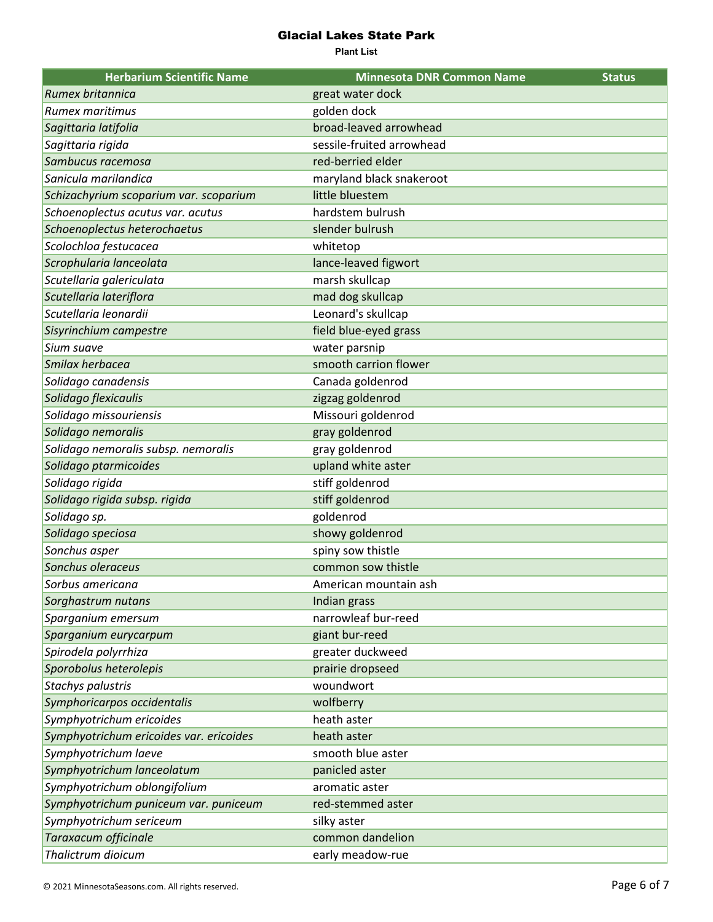# Glacial Lakes State Park

**Plant List**

| Herbarium Scientific Name | Minnesota DNR Common Name | Status |
|---|---|---|
| *Rumex britannica* | great water dock | |
| *Rumex maritimus* | golden dock | |
| *Sagittaria latifolia* | broad-leaved arrowhead | |
| *Sagittaria rigida* | sessile-fruited arrowhead | |
| *Sambucus racemosa* | red-berried elder | |
| *Sanicula marilandica* | maryland black snakeroot | |
| *Schizachyrium scoparium var. scoparium* | little bluestem | |
| *Schoenoplectus acutus var. acutus* | hardstem bulrush | |
| *Schoenoplectus heterochaetus* | slender bulrush | |
| *Scolochloa festucacea* | whitetop | |
| *Scrophularia lanceolata* | lance-leaved figwort | |
| *Scutellaria galericulata* | marsh skullcap | |
| *Scutellaria lateriflora* | mad dog skullcap | |
| *Scutellaria leonardii* | Leonard's skullcap | |
| *Sisyrinchium campestre* | field blue-eyed grass | |
| *Sium suave* | water parsnip | |
| *Smilax herbacea* | smooth carrion flower | |
| *Solidago canadensis* | Canada goldenrod | |
| *Solidago flexicaulis* | zigzag goldenrod | |
| *Solidago missouriensis* | Missouri goldenrod | |
| *Solidago nemoralis* | gray goldenrod | |
| *Solidago nemoralis subsp. nemoralis* | gray goldenrod | |
| *Solidago ptarmicoides* | upland white aster | |
| *Solidago rigida* | stiff goldenrod | |
| *Solidago rigida subsp. rigida* | stiff goldenrod | |
| *Solidago sp.* | goldenrod | |
| *Solidago speciosa* | showy goldenrod | |
| *Sonchus asper* | spiny sow thistle | |
| *Sonchus oleraceus* | common sow thistle | |
| *Sorbus americana* | American mountain ash | |
| *Sorghastrum nutans* | Indian grass | |
| *Sparganium emersum* | narrowleaf bur-reed | |
| *Sparganium eurycarpum* | giant bur-reed | |
| *Spirodela polyrrhiza* | greater duckweed | |
| *Sporobolus heterolepis* | prairie dropseed | |
| *Stachys palustris* | woundwort | |
| *Symphoricarpos occidentalis* | wolfberry | |
| *Symphyotrichum ericoides* | heath aster | |
| *Symphyotrichum ericoides var. ericoides* | heath aster | |
| *Symphyotrichum laeve* | smooth blue aster | |
| *Symphyotrichum lanceolatum* | panicled aster | |
| *Symphyotrichum oblongifolium* | aromatic aster | |
| *Symphyotrichum puniceum var. puniceum* | red-stemmed aster | |
| *Symphyotrichum sericeum* | silky aster | |
| *Taraxacum officinale* | common dandelion | |
| *Thalictrum dioicum* | early meadow-rue | |

© 2021 MinnesotaSeasons.com. All rights reserved.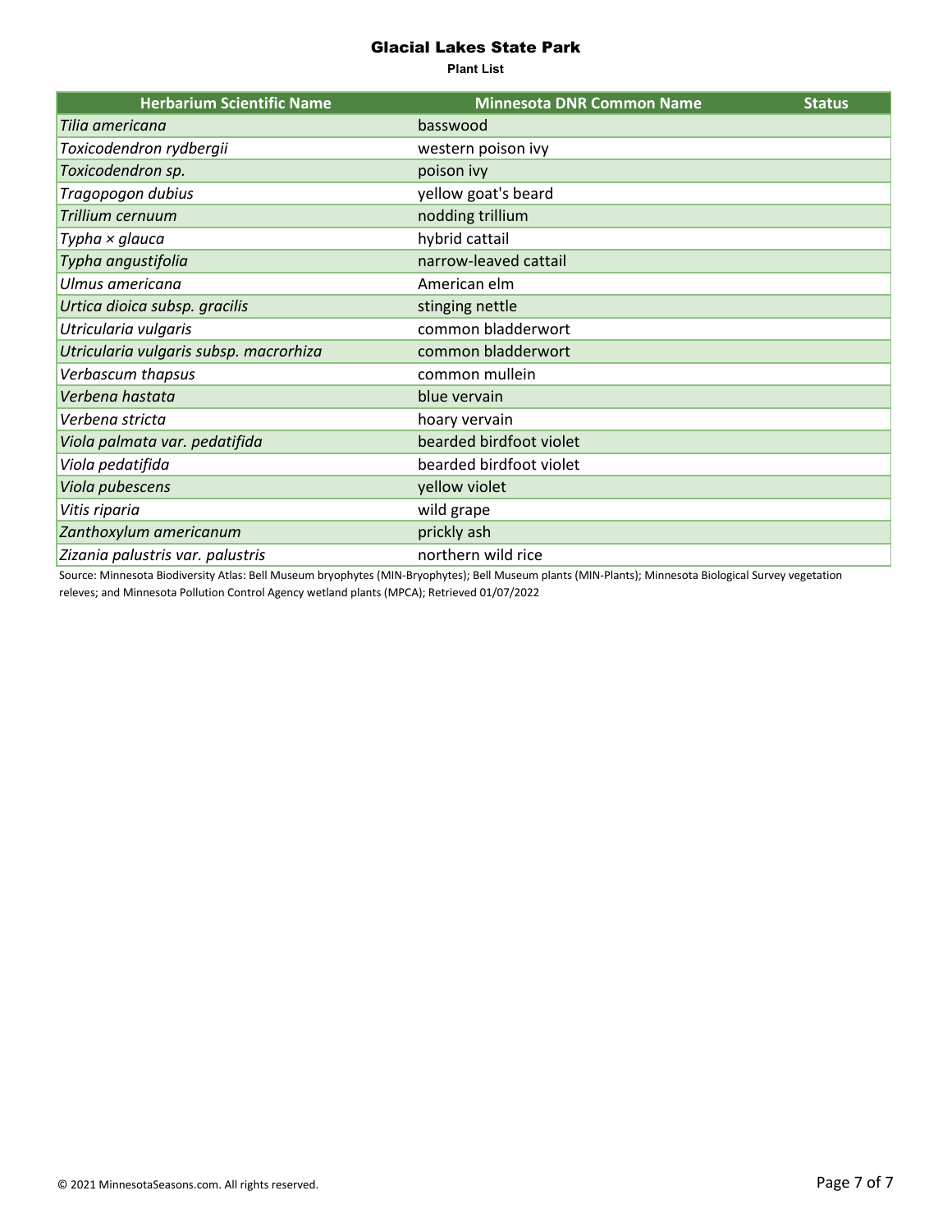## Glacial Lakes State Park

**Plant List**

| Herbarium Scientific Name | Minnesota DNR Common Name | Status |
|---|---|---|
| *Tilia americana* | basswood | |
| *Toxicodendron rydbergii* | western poison ivy | |
| *Toxicodendron sp.* | poison ivy | |
| *Tragopogon dubius* | yellow goat's beard | |
| *Trillium cernuum* | nodding trillium | |
| *Typha × glauca* | hybrid cattail | |
| *Typha angustifolia* | narrow-leaved cattail | |
| *Ulmus americana* | American elm | |
| *Urtica dioica subsp. gracilis* | stinging nettle | |
| *Utricularia vulgaris* | common bladderwort | |
| *Utricularia vulgaris subsp. macrorhiza* | common bladderwort | |
| *Verbascum thapsus* | common mullein | |
| *Verbena hastata* | blue vervain | |
| *Verbena stricta* | hoary vervain | |
| *Viola palmata var. pedatifida* | bearded birdfoot violet | |
| *Viola pedatifida* | bearded birdfoot violet | |
| *Viola pubescens* | yellow violet | |
| *Vitis riparia* | wild grape | |
| *Zanthoxylum americanum* | prickly ash | |
| *Zizania palustris var. palustris* | northern wild rice | |

Source: Minnesota Biodiversity Atlas: Bell Museum bryophytes (MIN-Bryophytes); Bell Museum plants (MIN-Plants); Minnesota Biological Survey vegetation releves; and Minnesota Pollution Control Agency wetland plants (MPCA); Retrieved 01/07/2022

© 2021 MinnesotaSeasons.com. All rights reserved.